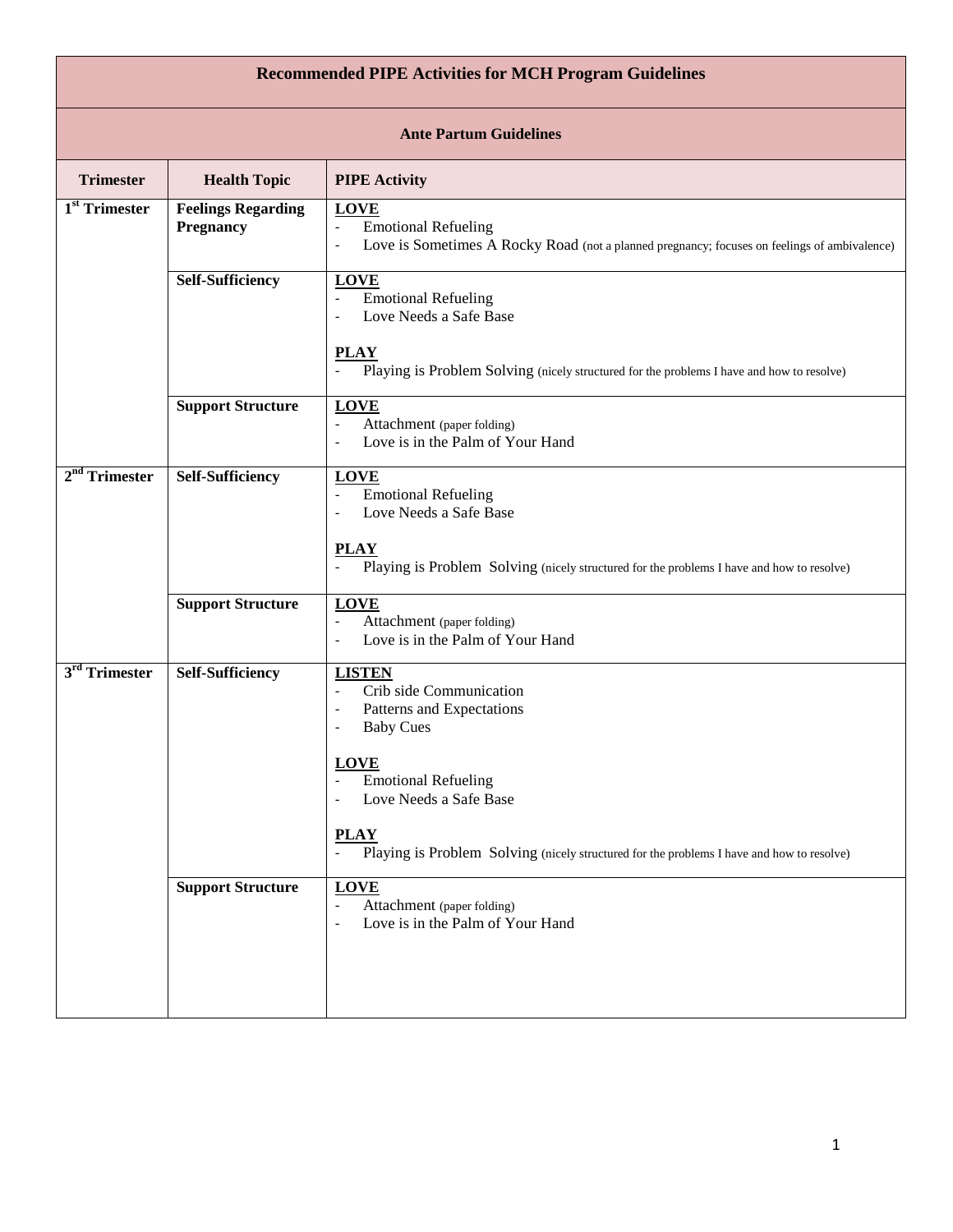# Recommended PIPE Activities for MCH Program Guidelines

## Ante Partum Guidelines

| Trimester | Health Topic | PIPE Activity |
|---|---|---|
| 1st Trimester | **Feelings Regarding Pregnancy** | **LOVE**<br>- Emotional Refueling<br>- Love is Sometimes A Rocky Road (not a planned pregnancy; focuses on feelings of ambivalence) |
| | **Self-Sufficiency** | **LOVE**<br>- Emotional Refueling<br>- Love Needs a Safe Base<br><br>**PLAY**<br>- Playing is Problem Solving (nicely structured for the problems I have and how to resolve) |
| | **Support Structure** | **LOVE**<br>- Attachment (paper folding)<br>- Love is in the Palm of Your Hand |
| 2nd Trimester | **Self-Sufficiency** | **LOVE**<br>- Emotional Refueling<br>- Love Needs a Safe Base<br><br>**PLAY**<br>- Playing is Problem Solving (nicely structured for the problems I have and how to resolve) |
| | **Support Structure** | **LOVE**<br>- Attachment (paper folding)<br>- Love is in the Palm of Your Hand |
| 3rd Trimester | **Self-Sufficiency** | **LISTEN**<br>- Crib side Communication<br>- Patterns and Expectations<br>- Baby Cues<br><br>**LOVE**<br>- Emotional Refueling<br>- Love Needs a Safe Base<br><br>**PLAY**<br>- Playing is Problem Solving (nicely structured for the problems I have and how to resolve) |
| | **Support Structure** | **LOVE**<br>- Attachment (paper folding)<br>- Love is in the Palm of Your Hand |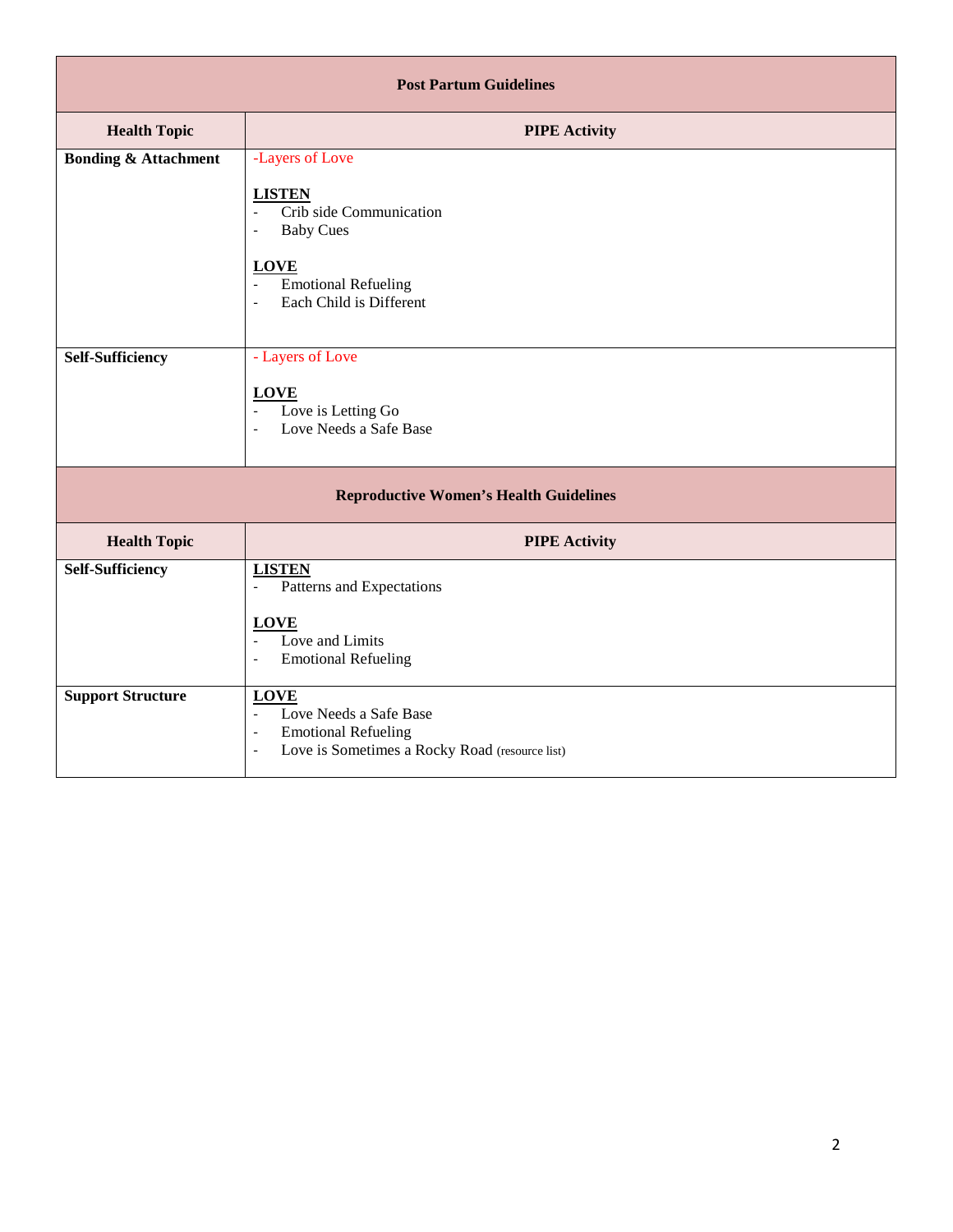| Post Partum Guidelines | |
|---|---|
| **Health Topic** | **PIPE Activity** |
| **Bonding & Attachment** | -Layers of Love<br><br>**LISTEN**<br>- Crib side Communication<br>- Baby Cues<br><br>**LOVE**<br>- Emotional Refueling<br>- Each Child is Different |
| **Self-Sufficiency** | - Layers of Love<br><br>**LOVE**<br>- Love is Letting Go<br>- Love Needs a Safe Base |

| Reproductive Women's Health Guidelines | |
|---|---|
| **Health Topic** | **PIPE Activity** |
| **Self-Sufficiency** | **LISTEN**<br>- Patterns and Expectations<br><br>**LOVE**<br>- Love and Limits<br>- Emotional Refueling |
| **Support Structure** | **LOVE**<br>- Love Needs a Safe Base<br>- Emotional Refueling<br>- Love is Sometimes a Rocky Road (resource list) |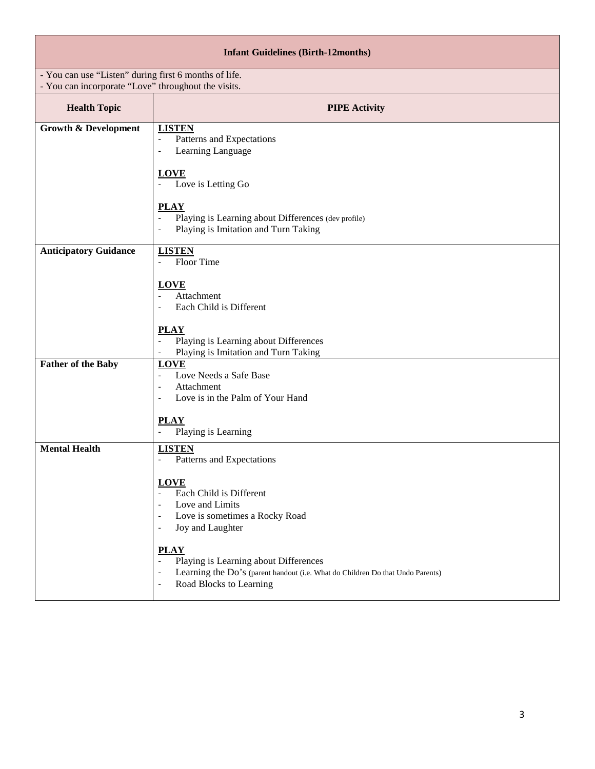## Infant Guidelines (Birth-12months)

- You can use "Listen" during first 6 months of life.
- You can incorporate "Love" throughout the visits.

| Health Topic | PIPE Activity |
|---|---|
| **Growth & Development** | **LISTEN**<br>- Patterns and Expectations<br>- Learning Language<br><br>**LOVE**<br>- Love is Letting Go<br><br>**PLAY**<br>- Playing is Learning about Differences (dev profile)<br>- Playing is Imitation and Turn Taking |
| **Anticipatory Guidance** | **LISTEN**<br>- Floor Time<br><br>**LOVE**<br>- Attachment<br>- Each Child is Different<br><br>**PLAY**<br>- Playing is Learning about Differences<br>- Playing is Imitation and Turn Taking |
| **Father of the Baby** | **LOVE**<br>- Love Needs a Safe Base<br>- Attachment<br>- Love is in the Palm of Your Hand<br><br>**PLAY**<br>- Playing is Learning |
| **Mental Health** | **LISTEN**<br>- Patterns and Expectations<br><br>**LOVE**<br>- Each Child is Different<br>- Love and Limits<br>- Love is sometimes a Rocky Road<br>- Joy and Laughter<br><br>**PLAY**<br>- Playing is Learning about Differences<br>- Learning the Do's (parent handout (i.e. What do Children Do that Undo Parents)<br>- Road Blocks to Learning |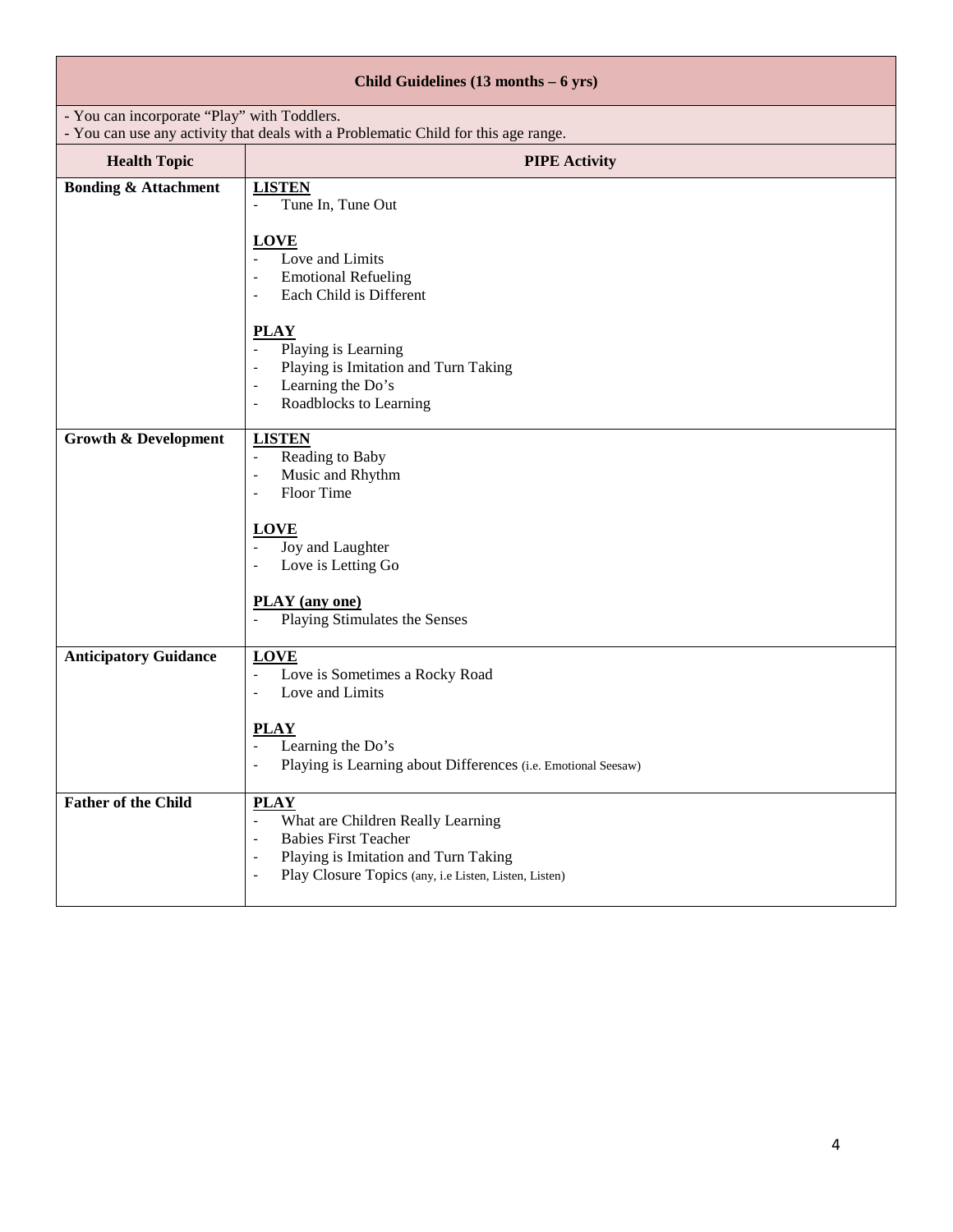| Child Guidelines (13 months – 6 yrs) | |
|---|---|
| - You can incorporate "Play" with Toddlers.<br>- You can use any activity that deals with a Problematic Child for this age range. | |
| **Health Topic** | **PIPE Activity** |
| **Bonding & Attachment** | **LISTEN**<br>- Tune In, Tune Out<br><br>**LOVE**<br>- Love and Limits<br>- Emotional Refueling<br>- Each Child is Different<br><br>**PLAY**<br>- Playing is Learning<br>- Playing is Imitation and Turn Taking<br>- Learning the Do's<br>- Roadblocks to Learning |
| **Growth & Development** | **LISTEN**<br>- Reading to Baby<br>- Music and Rhythm<br>- Floor Time<br><br>**LOVE**<br>- Joy and Laughter<br>- Love is Letting Go<br><br>**PLAY (any one)**<br>- Playing Stimulates the Senses |
| **Anticipatory Guidance** | **LOVE**<br>- Love is Sometimes a Rocky Road<br>- Love and Limits<br><br>**PLAY**<br>- Learning the Do's<br>- Playing is Learning about Differences (i.e. Emotional Seesaw) |
| **Father of the Child** | **PLAY**<br>- What are Children Really Learning<br>- Babies First Teacher<br>- Playing is Imitation and Turn Taking<br>- Play Closure Topics (any, i.e Listen, Listen, Listen) |